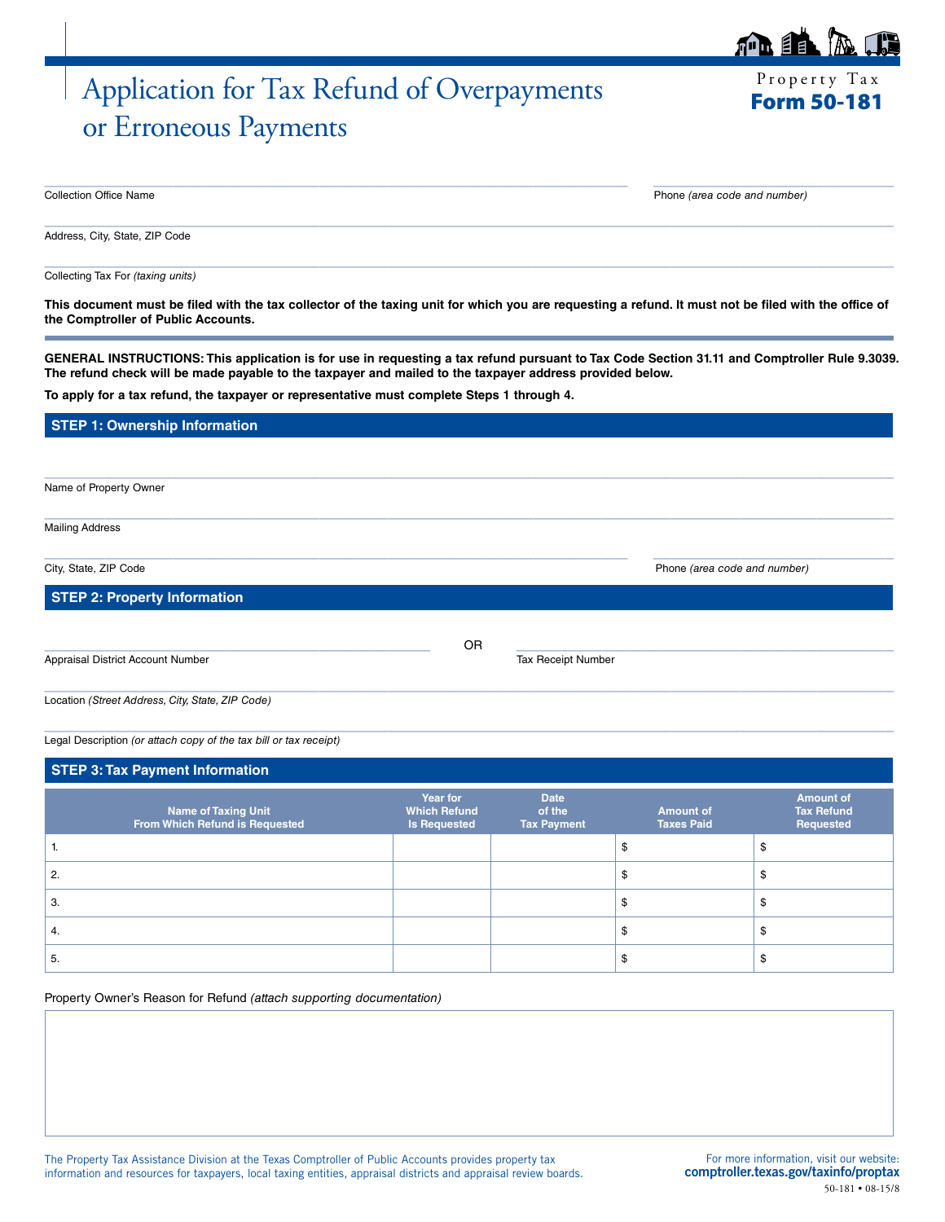Property Tax

**Form 50-181**

# Application for Tax Refund of Overpayments or Erroneous Payments

Collection Office Name _______________ Phone *(area code and number)* _______________

Address, City, State, ZIP Code _______________

Collecting Tax For *(taxing units)* _______________

**This document must be filed with the tax collector of the taxing unit for which you are requesting a refund. It must not be filed with the office of the Comptroller of Public Accounts.**

**GENERAL INSTRUCTIONS: This application is for use in requesting a tax refund pursuant to Tax Code Section 31.11 and Comptroller Rule 9.3039. The refund check will be made payable to the taxpayer and mailed to the taxpayer address provided below.**

**To apply for a tax refund, the taxpayer or representative must complete Steps 1 through 4.**

## STEP 1: Ownership Information

Name of Property Owner _______________

Mailing Address _______________

City, State, ZIP Code _______________ Phone *(area code and number)* _______________

## STEP 2: Property Information

Appraisal District Account Number _______________ OR Tax Receipt Number _______________

Location *(Street Address, City, State, ZIP Code)* _______________

Legal Description *(or attach copy of the tax bill or tax receipt)* _______________

## STEP 3: Tax Payment Information

| Name of Taxing Unit From Which Refund is Requested | Year for Which Refund Is Requested | Date of the Tax Payment | Amount of Taxes Paid | Amount of Tax Refund Requested |
|---|---|---|---|---|
| 1. | | | $ | $ |
| 2. | | | $ | $ |
| 3. | | | $ | $ |
| 4. | | | $ | $ |
| 5. | | | $ | $ |

Property Owner's Reason for Refund *(attach supporting documentation)*

_______________

The Property Tax Assistance Division at the Texas Comptroller of Public Accounts provides property tax information and resources for taxpayers, local taxing entities, appraisal districts and appraisal review boards.

For more information, visit our website: **comptroller.texas.gov/taxinfo/proptax**

50-181 • 08-15/8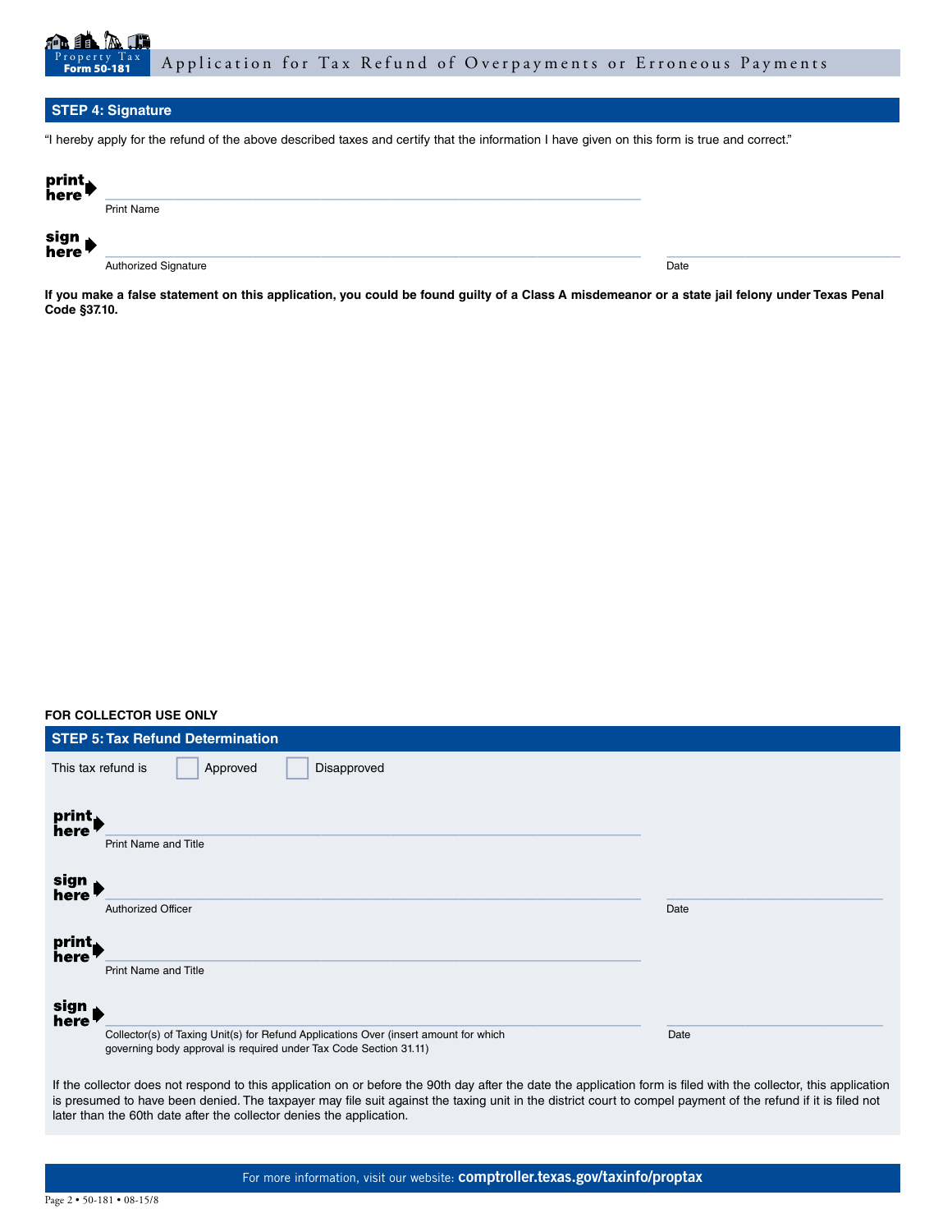## STEP 4: Signature

"I hereby apply for the refund of the above described taxes and certify that the information I have given on this form is true and correct."

print here ➧ _______________________________________________

Print Name

sign here ➧ _______________________________________________ _______________________

Authorized Signature Date

**If you make a false statement on this application, you could be found guilty of a Class A misdemeanor or a state jail felony under Texas Penal Code §37.10.**

**FOR COLLECTOR USE ONLY**

## STEP 5: Tax Refund Determination

This tax refund is ☐ Approved ☐ Disapproved

print here ➧ _______________________________________________

Print Name and Title

sign here ➧ _______________________________________________ _______________________

Authorized Officer Date

print here ➧ _______________________________________________

Print Name and Title

sign here ➧ _______________________________________________ _______________________

Collector(s) of Taxing Unit(s) for Refund Applications Over (insert amount for which governing body approval is required under Tax Code Section 31.11) Date

If the collector does not respond to this application on or before the 90th day after the date the application form is filed with the collector, this application is presumed to have been denied. The taxpayer may file suit against the taxing unit in the district court to compel payment of the refund if it is filed not later than the 60th date after the collector denies the application.

For more information, visit our website: **comptroller.texas.gov/taxinfo/proptax**